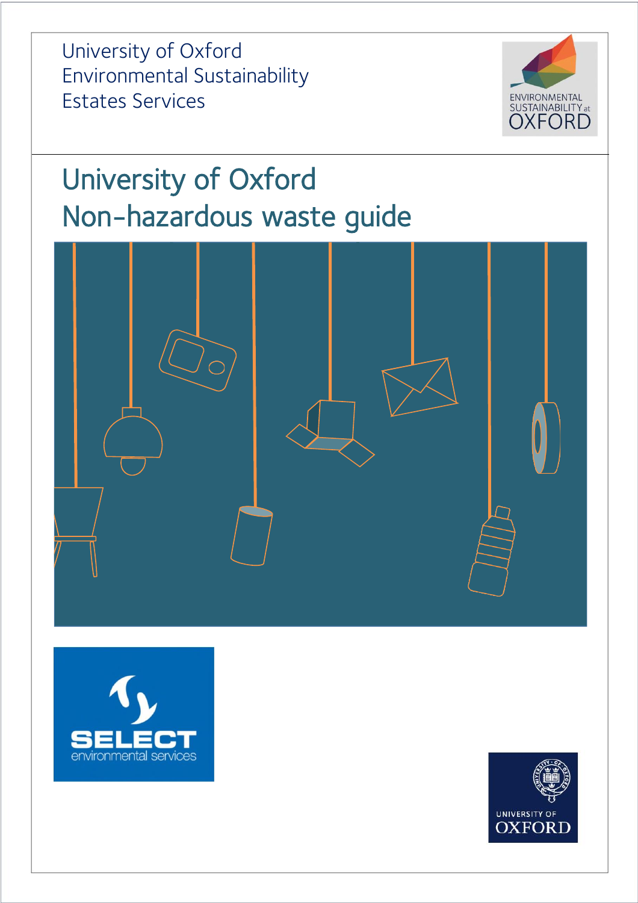University of Oxford
Environmental Sustainability
Estates Services

# University of Oxford Non-hazardous waste guide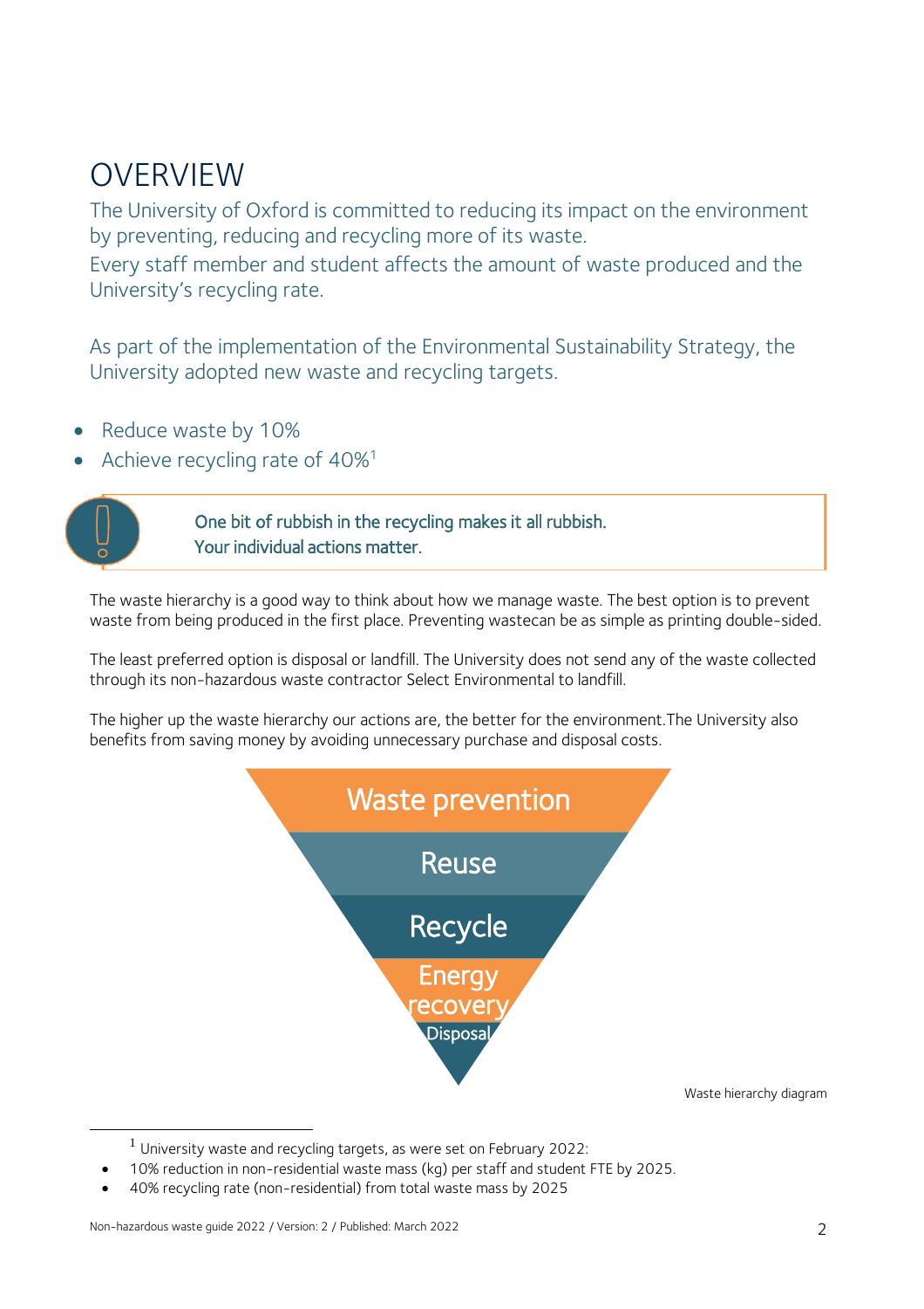# OVERVIEW

The University of Oxford is committed to reducing its impact on the environment by preventing, reducing and recycling more of its waste.
Every staff member and student affects the amount of waste produced and the University's recycling rate.

As part of the implementation of the Environmental Sustainability Strategy, the University adopted new waste and recycling targets.

- Reduce waste by 10%
- Achieve recycling rate of 40%[1]

> One bit of rubbish in the recycling makes it all rubbish.
> Your individual actions matter.

The waste hierarchy is a good way to think about how we manage waste. The best option is to prevent waste from being produced in the first place. Preventing wastecan be as simple as printing double-sided.

The least preferred option is disposal or landfill. The University does not send any of the waste collected through its non-hazardous waste contractor Select Environmental to landfill.

The higher up the waste hierarchy our actions are, the better for the environment.The University also benefits from saving money by avoiding unnecessary purchase and disposal costs.

Waste prevention

Reuse

Recycle

Energy recovery

Disposal

Waste hierarchy diagram

---

[1] University waste and recycling targets, as were set on February 2022:

- 10% reduction in non-residential waste mass (kg) per staff and student FTE by 2025.
- 40% recycling rate (non-residential) from total waste mass by 2025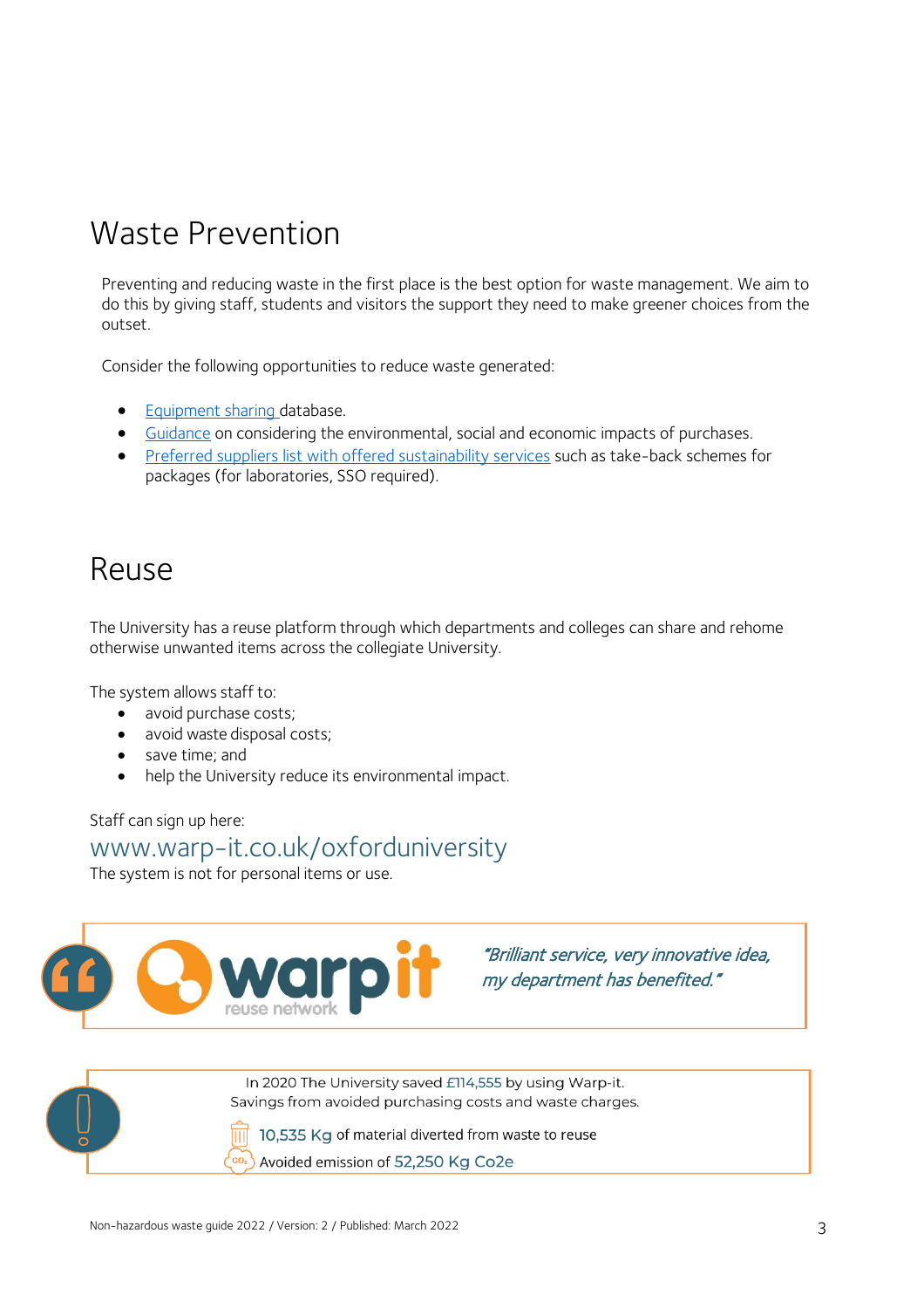# Waste Prevention

Preventing and reducing waste in the first place is the best option for waste management. We aim to do this by giving staff, students and visitors the support they need to make greener choices from the outset.

Consider the following opportunities to reduce waste generated:

- Equipment sharing database.
- Guidance on considering the environmental, social and economic impacts of purchases.
- Preferred suppliers list with offered sustainability services such as take-back schemes for packages (for laboratories, SSO required).

# Reuse

The University has a reuse platform through which departments and colleges can share and rehome otherwise unwanted items across the collegiate University.

The system allows staff to:

- avoid purchase costs;
- avoid waste disposal costs;
- save time; and
- help the University reduce its environmental impact.

Staff can sign up here:

www.warp-it.co.uk/oxforduniversity

The system is not for personal items or use.

warpit reuse network

*"Brilliant service, very innovative idea, my department has benefited."*

In 2020 The University saved £114,555 by using Warp-it.
Savings from avoided purchasing costs and waste charges.

10,535 Kg of material diverted from waste to reuse

Avoided emission of 52,250 Kg Co2e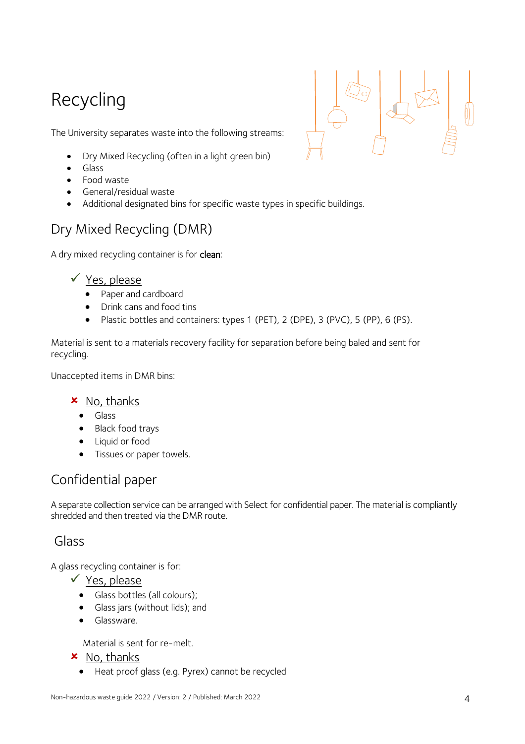# Recycling

The University separates waste into the following streams:

- Dry Mixed Recycling (often in a light green bin)
- Glass
- Food waste
- General/residual waste
- Additional designated bins for specific waste types in specific buildings.

## Dry Mixed Recycling (DMR)

A dry mixed recycling container is for **clean**:

✓ Yes, please

- Paper and cardboard
- Drink cans and food tins
- Plastic bottles and containers: types 1 (PET), 2 (DPE), 3 (PVC), 5 (PP), 6 (PS).

Material is sent to a materials recovery facility for separation before being baled and sent for recycling.

Unaccepted items in DMR bins:

✘ No, thanks

- Glass
- Black food trays
- Liquid or food
- Tissues or paper towels.

## Confidential paper

A separate collection service can be arranged with Select for confidential paper. The material is compliantly shredded and then treated via the DMR route.

## Glass

A glass recycling container is for:

✓ Yes, please

- Glass bottles (all colours);
- Glass jars (without lids); and
- Glassware.

Material is sent for re-melt.

✘ No, thanks

- Heat proof glass (e.g. Pyrex) cannot be recycled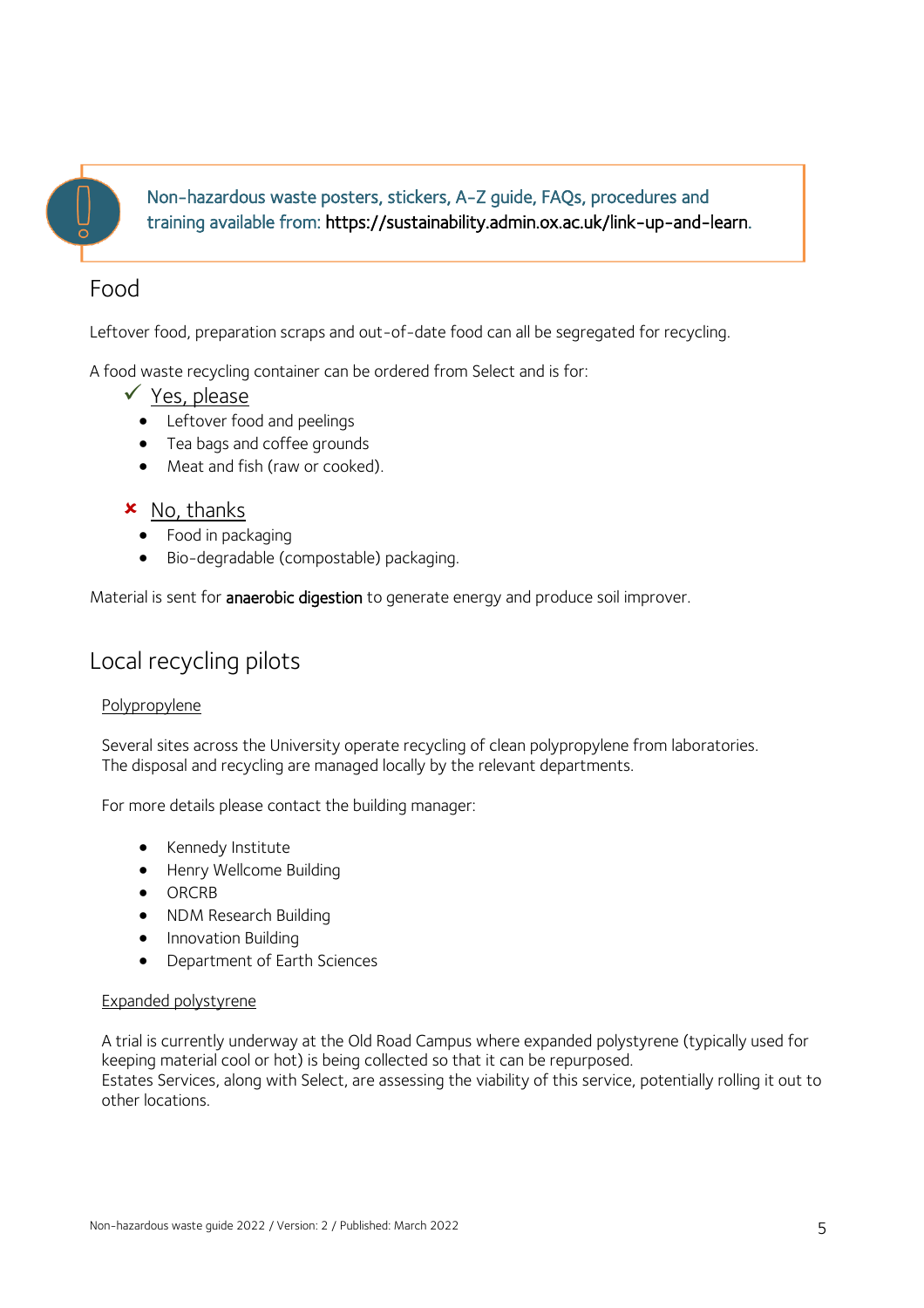> Non-hazardous waste posters, stickers, A-Z guide, FAQs, procedures and training available from: https://sustainability.admin.ox.ac.uk/link-up-and-learn.

## Food

Leftover food, preparation scraps and out-of-date food can all be segregated for recycling.

A food waste recycling container can be ordered from Select and is for:

✓ Yes, please

- Leftover food and peelings
- Tea bags and coffee grounds
- Meat and fish (raw or cooked).

✘ No, thanks

- Food in packaging
- Bio-degradable (compostable) packaging.

Material is sent for anaerobic digestion to generate energy and produce soil improver.

## Local recycling pilots

Polypropylene

Several sites across the University operate recycling of clean polypropylene from laboratories. The disposal and recycling are managed locally by the relevant departments.

For more details please contact the building manager:

- Kennedy Institute
- Henry Wellcome Building
- ORCRB
- NDM Research Building
- Innovation Building
- Department of Earth Sciences

Expanded polystyrene

A trial is currently underway at the Old Road Campus where expanded polystyrene (typically used for keeping material cool or hot) is being collected so that it can be repurposed.
Estates Services, along with Select, are assessing the viability of this service, potentially rolling it out to other locations.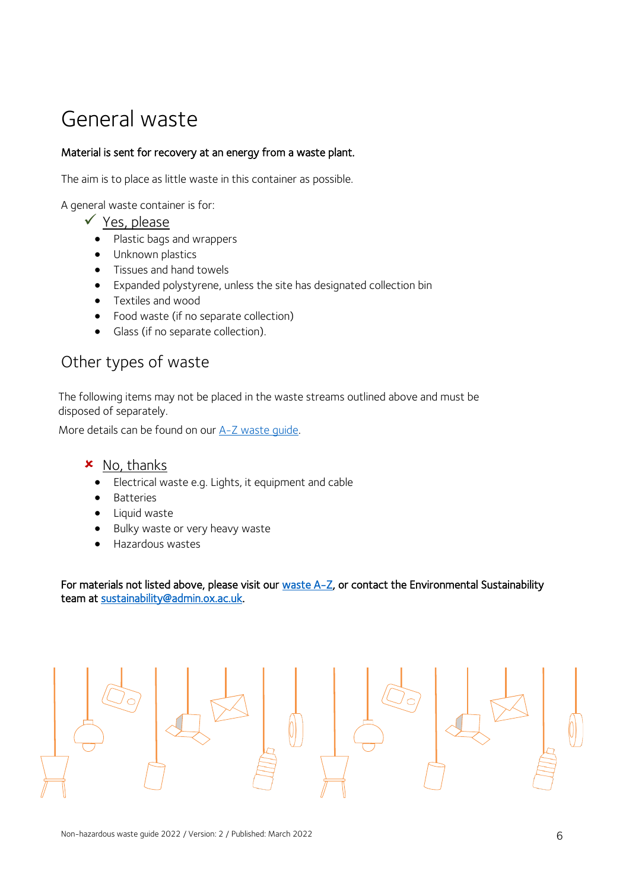# General waste

**Material is sent for recovery at an energy from a waste plant.**

The aim is to place as little waste in this container as possible.

A general waste container is for:

✓ Yes, please

- Plastic bags and wrappers
- Unknown plastics
- Tissues and hand towels
- Expanded polystyrene, unless the site has designated collection bin
- Textiles and wood
- Food waste (if no separate collection)
- Glass (if no separate collection).

## Other types of waste

The following items may not be placed in the waste streams outlined above and must be disposed of separately.

More details can be found on our A-Z waste guide.

✗ No, thanks

- Electrical waste e.g. Lights, it equipment and cable
- Batteries
- Liquid waste
- Bulky waste or very heavy waste
- Hazardous wastes

**For materials not listed above, please visit our waste A-Z, or contact the Environmental Sustainability team at sustainability@admin.ox.ac.uk.**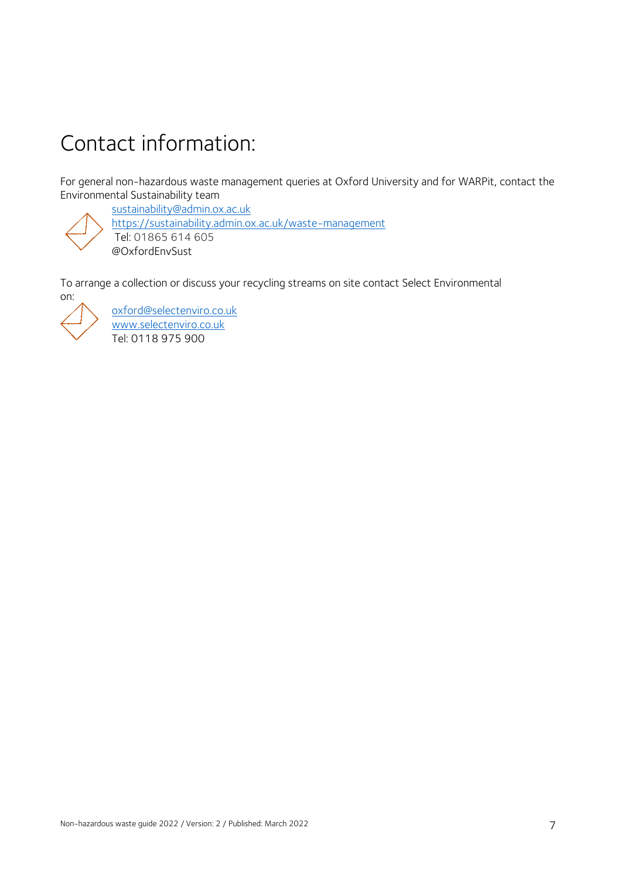# Contact information:

For general non-hazardous waste management queries at Oxford University and for WARPit, contact the Environmental Sustainability team

sustainability@admin.ox.ac.uk
https://sustainability.admin.ox.ac.uk/waste-management
Tel: 01865 614 605
@OxfordEnvSust

To arrange a collection or discuss your recycling streams on site contact Select Environmental on:

oxford@selectenviro.co.uk
www.selectenviro.co.uk
Tel: 0118 975 900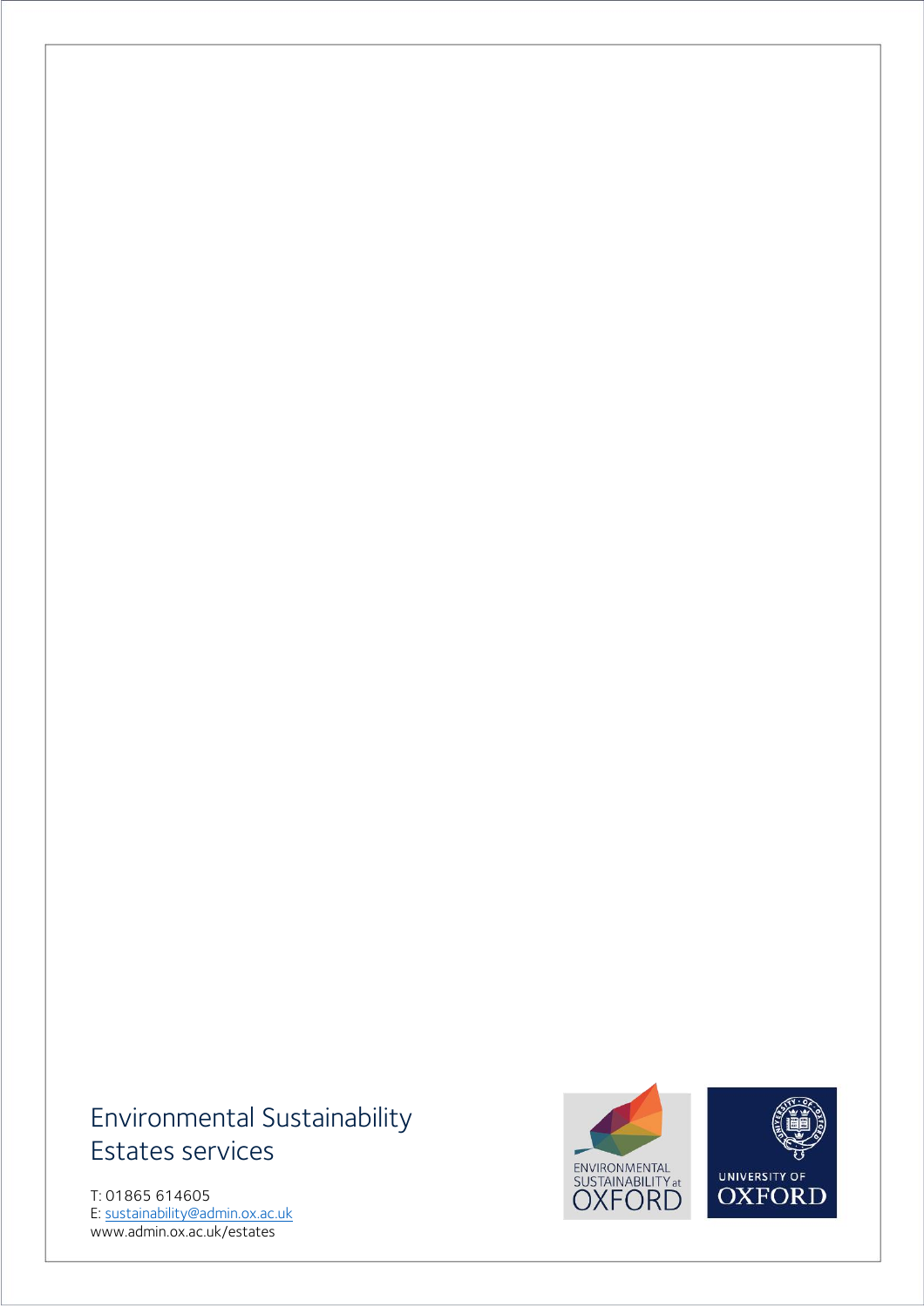Environmental Sustainability
Estates services

T: 01865 614605
E: sustainability@admin.ox.ac.uk
www.admin.ox.ac.uk/estates

ENVIRONMENTAL SUSTAINABILITY at OXFORD

UNIVERSITY OF OXFORD